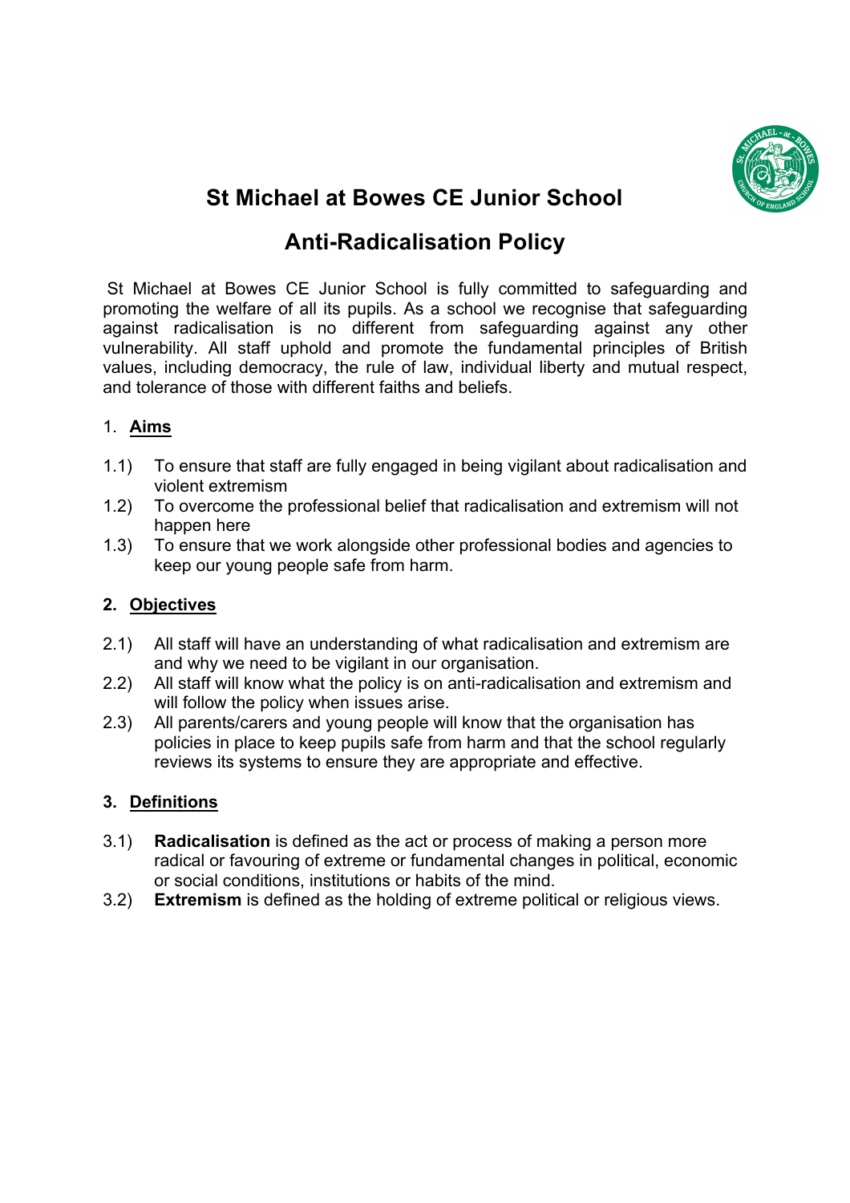# St Michael at Bowes CE Junior School

## Anti-Radicalisation Policy

St Michael at Bowes CE Junior School is fully committed to safeguarding and promoting the welfare of all its pupils. As a school we recognise that safeguarding against radicalisation is no different from safeguarding against any other vulnerability. All staff uphold and promote the fundamental principles of British values, including democracy, the rule of law, individual liberty and mutual respect, and tolerance of those with different faiths and beliefs.

### 1. Aims

1.1) To ensure that staff are fully engaged in being vigilant about radicalisation and violent extremism

1.2) To overcome the professional belief that radicalisation and extremism will not happen here

1.3) To ensure that we work alongside other professional bodies and agencies to keep our young people safe from harm.

### 2. Objectives

2.1) All staff will have an understanding of what radicalisation and extremism are and why we need to be vigilant in our organisation.

2.2) All staff will know what the policy is on anti-radicalisation and extremism and will follow the policy when issues arise.

2.3) All parents/carers and young people will know that the organisation has policies in place to keep pupils safe from harm and that the school regularly reviews its systems to ensure they are appropriate and effective.

### 3. Definitions

3.1) **Radicalisation** is defined as the act or process of making a person more radical or favouring of extreme or fundamental changes in political, economic or social conditions, institutions or habits of the mind.

3.2) **Extremism** is defined as the holding of extreme political or religious views.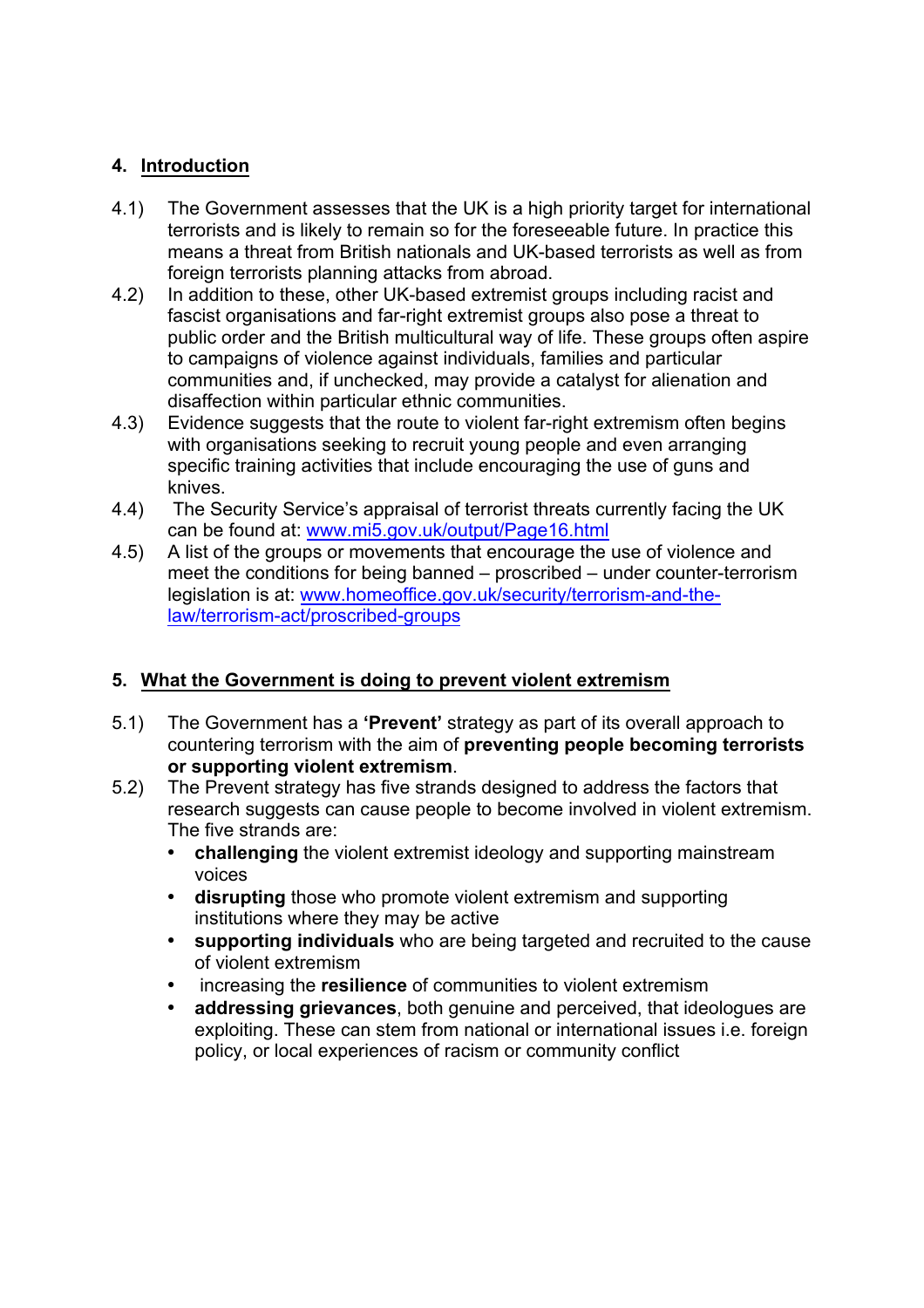## 4. Introduction

4.1) The Government assesses that the UK is a high priority target for international terrorists and is likely to remain so for the foreseeable future. In practice this means a threat from British nationals and UK-based terrorists as well as from foreign terrorists planning attacks from abroad.

4.2) In addition to these, other UK-based extremist groups including racist and fascist organisations and far-right extremist groups also pose a threat to public order and the British multicultural way of life. These groups often aspire to campaigns of violence against individuals, families and particular communities and, if unchecked, may provide a catalyst for alienation and disaffection within particular ethnic communities.

4.3) Evidence suggests that the route to violent far-right extremism often begins with organisations seeking to recruit young people and even arranging specific training activities that include encouraging the use of guns and knives.

4.4) The Security Service's appraisal of terrorist threats currently facing the UK can be found at: [www.mi5.gov.uk/output/Page16.html](www.mi5.gov.uk/output/Page16.html)

4.5) A list of the groups or movements that encourage the use of violence and meet the conditions for being banned – proscribed – under counter-terrorism legislation is at: [www.homeoffice.gov.uk/security/terrorism-and-the-law/terrorism-act/proscribed-groups](www.homeoffice.gov.uk/security/terrorism-and-the-law/terrorism-act/proscribed-groups)

## 5. What the Government is doing to prevent violent extremism

5.1) The Government has a **'Prevent'** strategy as part of its overall approach to countering terrorism with the aim of **preventing people becoming terrorists or supporting violent extremism**.

5.2) The Prevent strategy has five strands designed to address the factors that research suggests can cause people to become involved in violent extremism. The five strands are:

- **challenging** the violent extremist ideology and supporting mainstream voices
- **disrupting** those who promote violent extremism and supporting institutions where they may be active
- **supporting individuals** who are being targeted and recruited to the cause of violent extremism
- increasing the **resilience** of communities to violent extremism
- **addressing grievances**, both genuine and perceived, that ideologues are exploiting. These can stem from national or international issues i.e. foreign policy, or local experiences of racism or community conflict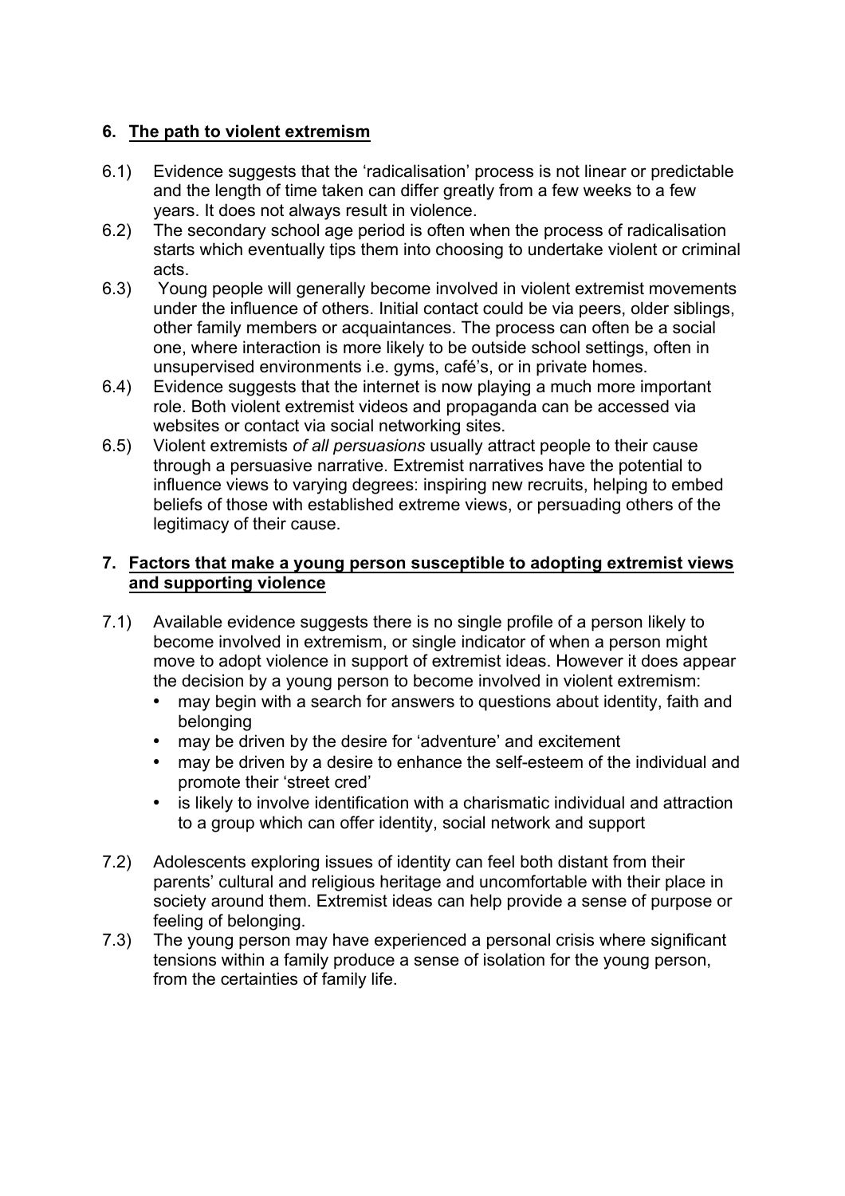## 6. The path to violent extremism

6.1) Evidence suggests that the 'radicalisation' process is not linear or predictable and the length of time taken can differ greatly from a few weeks to a few years. It does not always result in violence.

6.2) The secondary school age period is often when the process of radicalisation starts which eventually tips them into choosing to undertake violent or criminal acts.

6.3) Young people will generally become involved in violent extremist movements under the influence of others. Initial contact could be via peers, older siblings, other family members or acquaintances. The process can often be a social one, where interaction is more likely to be outside school settings, often in unsupervised environments i.e. gyms, café's, or in private homes.

6.4) Evidence suggests that the internet is now playing a much more important role. Both violent extremist videos and propaganda can be accessed via websites or contact via social networking sites.

6.5) Violent extremists *of all persuasions* usually attract people to their cause through a persuasive narrative. Extremist narratives have the potential to influence views to varying degrees: inspiring new recruits, helping to embed beliefs of those with established extreme views, or persuading others of the legitimacy of their cause.

## 7. Factors that make a young person susceptible to adopting extremist views and supporting violence

7.1) Available evidence suggests there is no single profile of a person likely to become involved in extremism, or single indicator of when a person might move to adopt violence in support of extremist ideas. However it does appear the decision by a young person to become involved in violent extremism:

- may begin with a search for answers to questions about identity, faith and belonging
- may be driven by the desire for 'adventure' and excitement
- may be driven by a desire to enhance the self-esteem of the individual and promote their 'street cred'
- is likely to involve identification with a charismatic individual and attraction to a group which can offer identity, social network and support

7.2) Adolescents exploring issues of identity can feel both distant from their parents' cultural and religious heritage and uncomfortable with their place in society around them. Extremist ideas can help provide a sense of purpose or feeling of belonging.

7.3) The young person may have experienced a personal crisis where significant tensions within a family produce a sense of isolation for the young person, from the certainties of family life.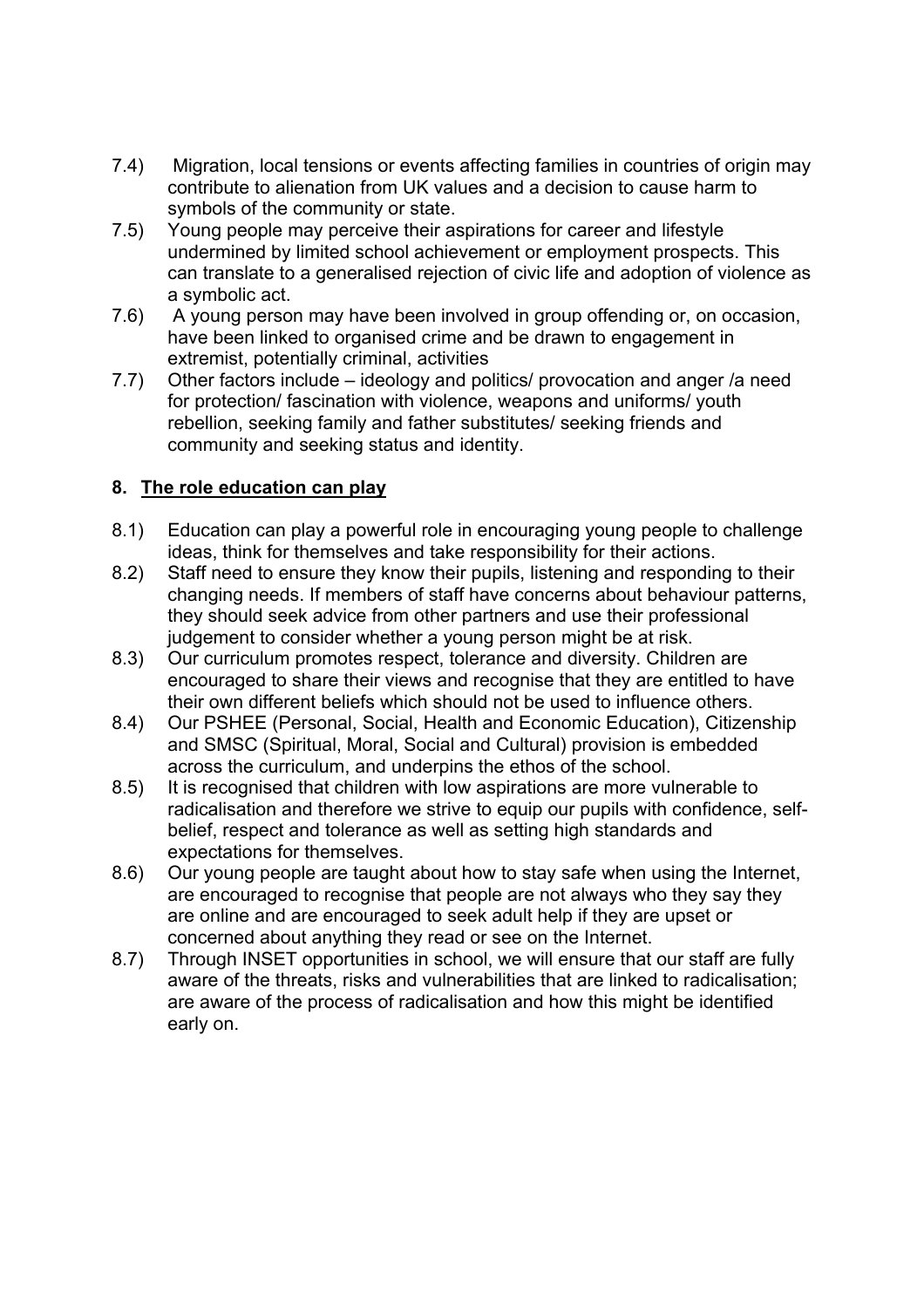7.4) Migration, local tensions or events affecting families in countries of origin may contribute to alienation from UK values and a decision to cause harm to symbols of the community or state.

7.5) Young people may perceive their aspirations for career and lifestyle undermined by limited school achievement or employment prospects. This can translate to a generalised rejection of civic life and adoption of violence as a symbolic act.

7.6) A young person may have been involved in group offending or, on occasion, have been linked to organised crime and be drawn to engagement in extremist, potentially criminal, activities

7.7) Other factors include – ideology and politics/ provocation and anger /a need for protection/ fascination with violence, weapons and uniforms/ youth rebellion, seeking family and father substitutes/ seeking friends and community and seeking status and identity.

## 8. <u>The role education can play</u>

8.1) Education can play a powerful role in encouraging young people to challenge ideas, think for themselves and take responsibility for their actions.

8.2) Staff need to ensure they know their pupils, listening and responding to their changing needs. If members of staff have concerns about behaviour patterns, they should seek advice from other partners and use their professional judgement to consider whether a young person might be at risk.

8.3) Our curriculum promotes respect, tolerance and diversity. Children are encouraged to share their views and recognise that they are entitled to have their own different beliefs which should not be used to influence others.

8.4) Our PSHEE (Personal, Social, Health and Economic Education), Citizenship and SMSC (Spiritual, Moral, Social and Cultural) provision is embedded across the curriculum, and underpins the ethos of the school.

8.5) It is recognised that children with low aspirations are more vulnerable to radicalisation and therefore we strive to equip our pupils with confidence, self-belief, respect and tolerance as well as setting high standards and expectations for themselves.

8.6) Our young people are taught about how to stay safe when using the Internet, are encouraged to recognise that people are not always who they say they are online and are encouraged to seek adult help if they are upset or concerned about anything they read or see on the Internet.

8.7) Through INSET opportunities in school, we will ensure that our staff are fully aware of the threats, risks and vulnerabilities that are linked to radicalisation; are aware of the process of radicalisation and how this might be identified early on.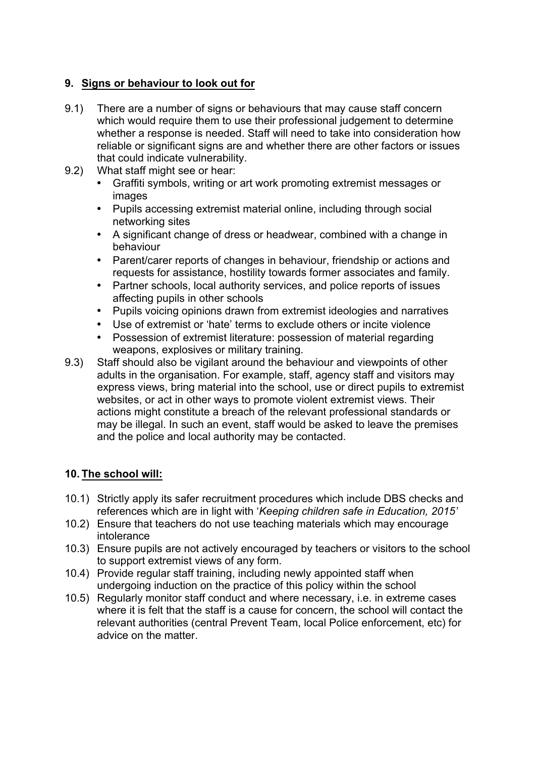## 9. Signs or behaviour to look out for

9.1) There are a number of signs or behaviours that may cause staff concern which would require them to use their professional judgement to determine whether a response is needed. Staff will need to take into consideration how reliable or significant signs are and whether there are other factors or issues that could indicate vulnerability.

9.2) What staff might see or hear:
- Graffiti symbols, writing or art work promoting extremist messages or images
- Pupils accessing extremist material online, including through social networking sites
- A significant change of dress or headwear, combined with a change in behaviour
- Parent/carer reports of changes in behaviour, friendship or actions and requests for assistance, hostility towards former associates and family.
- Partner schools, local authority services, and police reports of issues affecting pupils in other schools
- Pupils voicing opinions drawn from extremist ideologies and narratives
- Use of extremist or 'hate' terms to exclude others or incite violence
- Possession of extremist literature: possession of material regarding weapons, explosives or military training.

9.3) Staff should also be vigilant around the behaviour and viewpoints of other adults in the organisation. For example, staff, agency staff and visitors may express views, bring material into the school, use or direct pupils to extremist websites, or act in other ways to promote violent extremist views. Their actions might constitute a breach of the relevant professional standards or may be illegal. In such an event, staff would be asked to leave the premises and the police and local authority may be contacted.

## 10. The school will:

10.1) Strictly apply its safer recruitment procedures which include DBS checks and references which are in light with '*Keeping children safe in Education, 2015'*

10.2) Ensure that teachers do not use teaching materials which may encourage intolerance

10.3) Ensure pupils are not actively encouraged by teachers or visitors to the school to support extremist views of any form.

10.4) Provide regular staff training, including newly appointed staff when undergoing induction on the practice of this policy within the school

10.5) Regularly monitor staff conduct and where necessary, i.e. in extreme cases where it is felt that the staff is a cause for concern, the school will contact the relevant authorities (central Prevent Team, local Police enforcement, etc) for advice on the matter.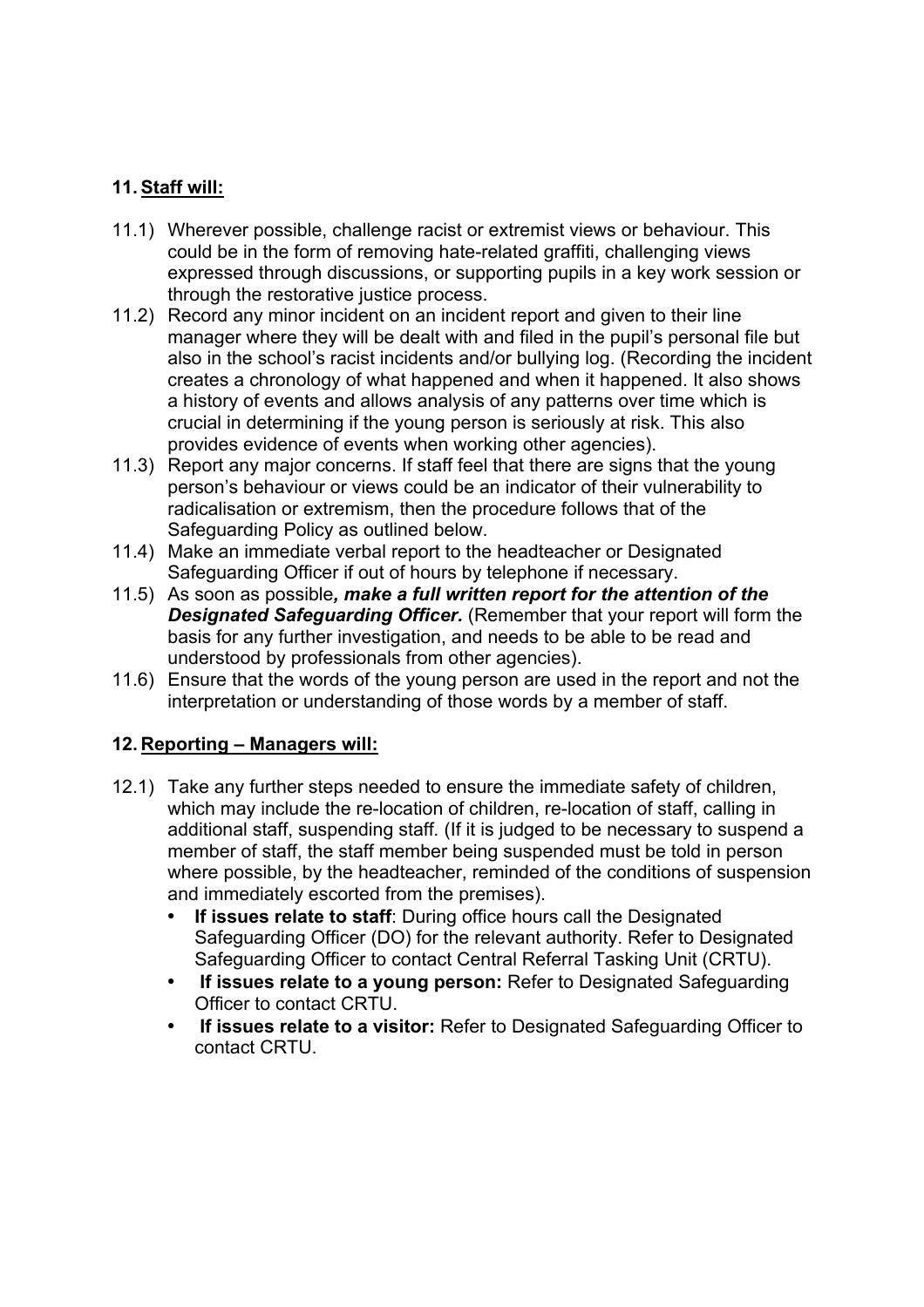## 11. Staff will:

11.1) Wherever possible, challenge racist or extremist views or behaviour. This could be in the form of removing hate-related graffiti, challenging views expressed through discussions, or supporting pupils in a key work session or through the restorative justice process.

11.2) Record any minor incident on an incident report and given to their line manager where they will be dealt with and filed in the pupil's personal file but also in the school's racist incidents and/or bullying log. (Recording the incident creates a chronology of what happened and when it happened. It also shows a history of events and allows analysis of any patterns over time which is crucial in determining if the young person is seriously at risk. This also provides evidence of events when working other agencies).

11.3) Report any major concerns. If staff feel that there are signs that the young person's behaviour or views could be an indicator of their vulnerability to radicalisation or extremism, then the procedure follows that of the Safeguarding Policy as outlined below.

11.4) Make an immediate verbal report to the headteacher or Designated Safeguarding Officer if out of hours by telephone if necessary.

11.5) As soon as possible***, make a full written report for the attention of the Designated Safeguarding Officer.*** (Remember that your report will form the basis for any further investigation, and needs to be able to be read and understood by professionals from other agencies).

11.6) Ensure that the words of the young person are used in the report and not the interpretation or understanding of those words by a member of staff.

## 12. Reporting – Managers will:

12.1) Take any further steps needed to ensure the immediate safety of children, which may include the re-location of children, re-location of staff, calling in additional staff, suspending staff. (If it is judged to be necessary to suspend a member of staff, the staff member being suspended must be told in person where possible, by the headteacher, reminded of the conditions of suspension and immediately escorted from the premises).

- **If issues relate to staff**: During office hours call the Designated Safeguarding Officer (DO) for the relevant authority. Refer to Designated Safeguarding Officer to contact Central Referral Tasking Unit (CRTU).
- **If issues relate to a young person:** Refer to Designated Safeguarding Officer to contact CRTU.
- **If issues relate to a visitor:** Refer to Designated Safeguarding Officer to contact CRTU.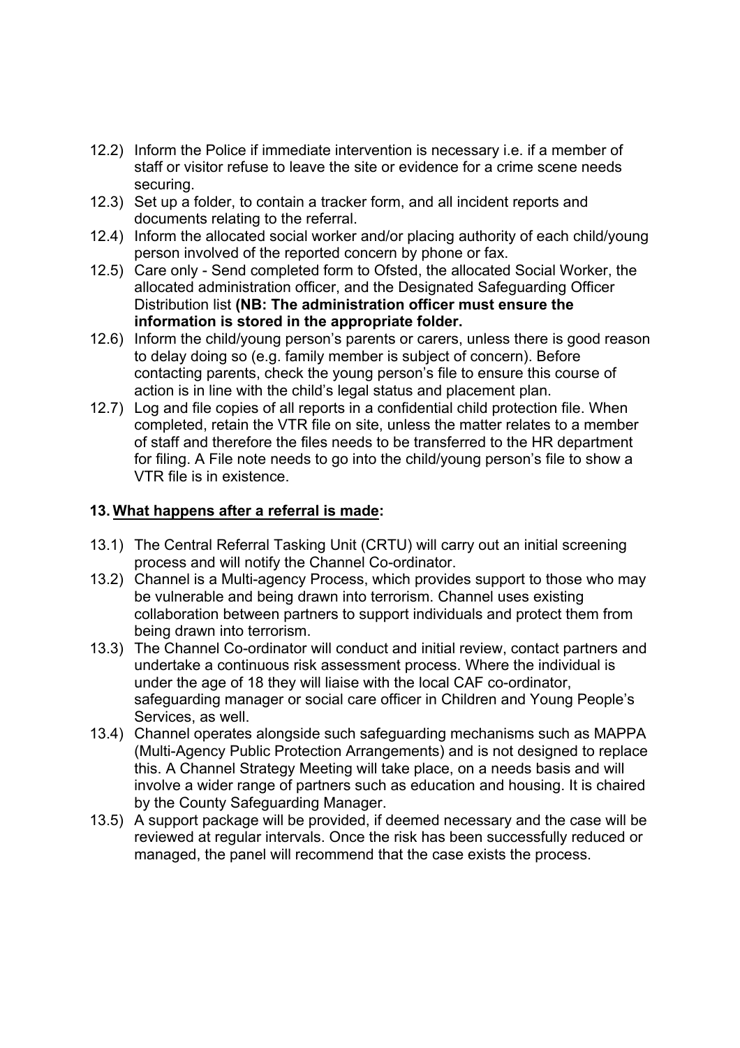12.2) Inform the Police if immediate intervention is necessary i.e. if a member of staff or visitor refuse to leave the site or evidence for a crime scene needs securing.

12.3) Set up a folder, to contain a tracker form, and all incident reports and documents relating to the referral.

12.4) Inform the allocated social worker and/or placing authority of each child/young person involved of the reported concern by phone or fax.

12.5) Care only - Send completed form to Ofsted, the allocated Social Worker, the allocated administration officer, and the Designated Safeguarding Officer Distribution list **(NB: The administration officer must ensure the information is stored in the appropriate folder.**

12.6) Inform the child/young person's parents or carers, unless there is good reason to delay doing so (e.g. family member is subject of concern). Before contacting parents, check the young person's file to ensure this course of action is in line with the child's legal status and placement plan.

12.7) Log and file copies of all reports in a confidential child protection file. When completed, retain the VTR file on site, unless the matter relates to a member of staff and therefore the files needs to be transferred to the HR department for filing. A File note needs to go into the child/young person's file to show a VTR file is in existence.

## 13. <u>What happens after a referral is made</u>:

13.1) The Central Referral Tasking Unit (CRTU) will carry out an initial screening process and will notify the Channel Co-ordinator.

13.2) Channel is a Multi-agency Process, which provides support to those who may be vulnerable and being drawn into terrorism. Channel uses existing collaboration between partners to support individuals and protect them from being drawn into terrorism.

13.3) The Channel Co-ordinator will conduct and initial review, contact partners and undertake a continuous risk assessment process. Where the individual is under the age of 18 they will liaise with the local CAF co-ordinator, safeguarding manager or social care officer in Children and Young People's Services, as well.

13.4) Channel operates alongside such safeguarding mechanisms such as MAPPA (Multi-Agency Public Protection Arrangements) and is not designed to replace this. A Channel Strategy Meeting will take place, on a needs basis and will involve a wider range of partners such as education and housing. It is chaired by the County Safeguarding Manager.

13.5) A support package will be provided, if deemed necessary and the case will be reviewed at regular intervals. Once the risk has been successfully reduced or managed, the panel will recommend that the case exists the process.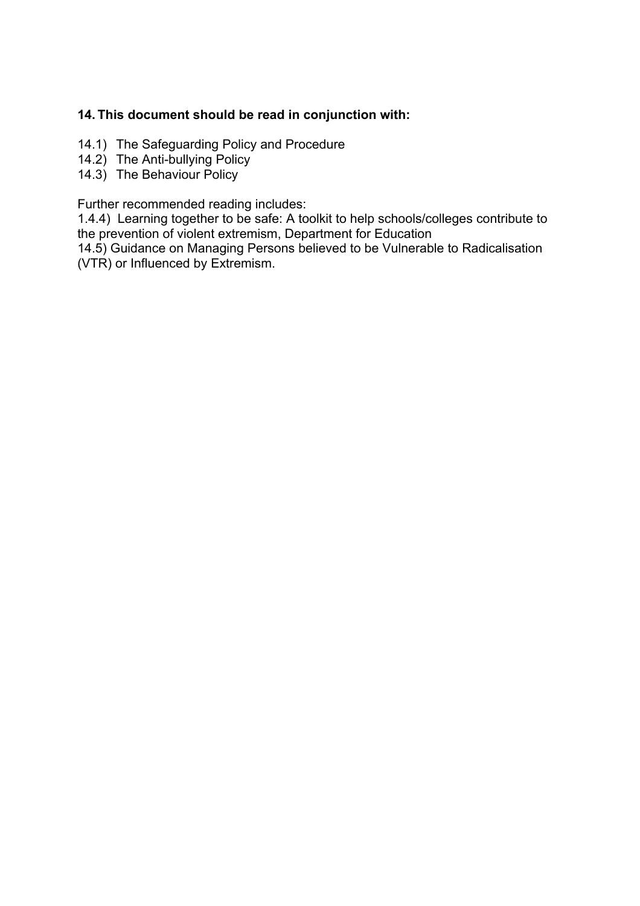## 14. This document should be read in conjunction with:

14.1) The Safeguarding Policy and Procedure
14.2) The Anti-bullying Policy
14.3) The Behaviour Policy

Further recommended reading includes:
1.4.4) Learning together to be safe: A toolkit to help schools/colleges contribute to the prevention of violent extremism, Department for Education
14.5) Guidance on Managing Persons believed to be Vulnerable to Radicalisation (VTR) or Influenced by Extremism.